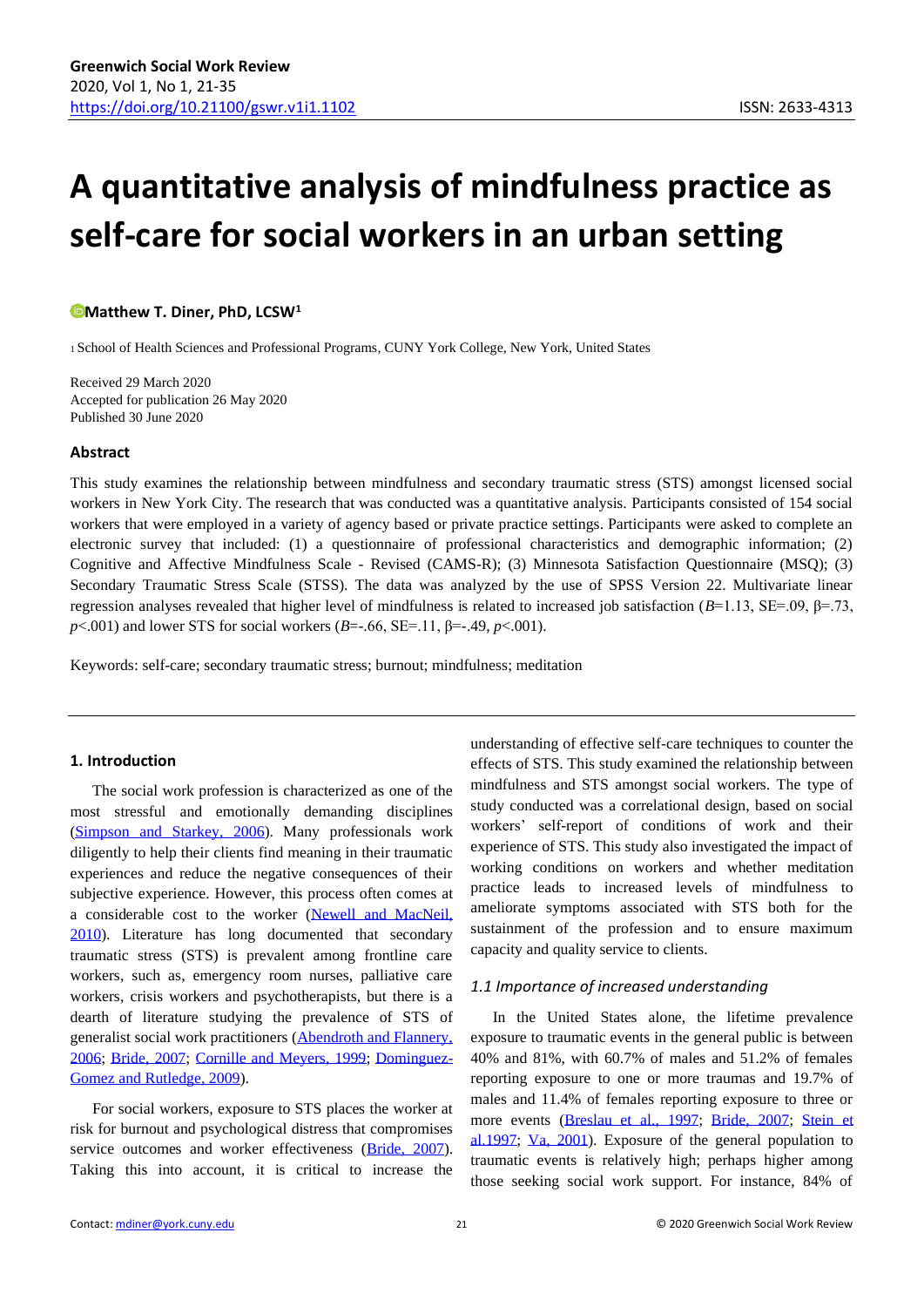**Greenwich Social Work Review**
2020, Vol 1, No 1, 21-35
https://doi.org/10.21100/gswr.v1i1.1102

ISSN: 2633-4313

# A quantitative analysis of mindfulness practice as self-care for social workers in an urban setting

**Matthew T. Diner, PhD, LCSW[1]**

[1] School of Health Sciences and Professional Programs, CUNY York College, New York, United States

Received 29 March 2020
Accepted for publication 26 May 2020
Published 30 June 2020

### Abstract

This study examines the relationship between mindfulness and secondary traumatic stress (STS) amongst licensed social workers in New York City. The research that was conducted was a quantitative analysis. Participants consisted of 154 social workers that were employed in a variety of agency based or private practice settings. Participants were asked to complete an electronic survey that included: (1) a questionnaire of professional characteristics and demographic information; (2) Cognitive and Affective Mindfulness Scale - Revised (CAMS-R); (3) Minnesota Satisfaction Questionnaire (MSQ); (3) Secondary Traumatic Stress Scale (STSS). The data was analyzed by the use of SPSS Version 22. Multivariate linear regression analyses revealed that higher level of mindfulness is related to increased job satisfaction ($B$=1.13, SE=.09, $\beta$=.73, $p$<.001) and lower STS for social workers ($B$=-.66, SE=.11, $\beta$=-.49, $p$<.001).

Keywords: self-care; secondary traumatic stress; burnout; mindfulness; meditation

## 1. Introduction

The social work profession is characterized as one of the most stressful and emotionally demanding disciplines (Simpson and Starkey, 2006). Many professionals work diligently to help their clients find meaning in their traumatic experiences and reduce the negative consequences of their subjective experience. However, this process often comes at a considerable cost to the worker (Newell and MacNeil, 2010). Literature has long documented that secondary traumatic stress (STS) is prevalent among frontline care workers, such as, emergency room nurses, palliative care workers, crisis workers and psychotherapists, but there is a dearth of literature studying the prevalence of STS of generalist social work practitioners (Abendroth and Flannery, 2006; Bride, 2007; Cornille and Meyers, 1999; Dominguez-Gomez and Rutledge, 2009).

For social workers, exposure to STS places the worker at risk for burnout and psychological distress that compromises service outcomes and worker effectiveness (Bride, 2007). Taking this into account, it is critical to increase the understanding of effective self-care techniques to counter the effects of STS. This study examined the relationship between mindfulness and STS amongst social workers. The type of study conducted was a correlational design, based on social workers' self-report of conditions of work and their experience of STS. This study also investigated the impact of working conditions on workers and whether meditation practice leads to increased levels of mindfulness to ameliorate symptoms associated with STS both for the sustainment of the profession and to ensure maximum capacity and quality service to clients.

### *1.1 Importance of increased understanding*

In the United States alone, the lifetime prevalence exposure to traumatic events in the general public is between 40% and 81%, with 60.7% of males and 51.2% of females reporting exposure to one or more traumas and 19.7% of males and 11.4% of females reporting exposure to three or more events (Breslau et al., 1997; Bride, 2007; Stein et al.1997; Va, 2001). Exposure of the general population to traumatic events is relatively high; perhaps higher among those seeking social work support. For instance, 84% of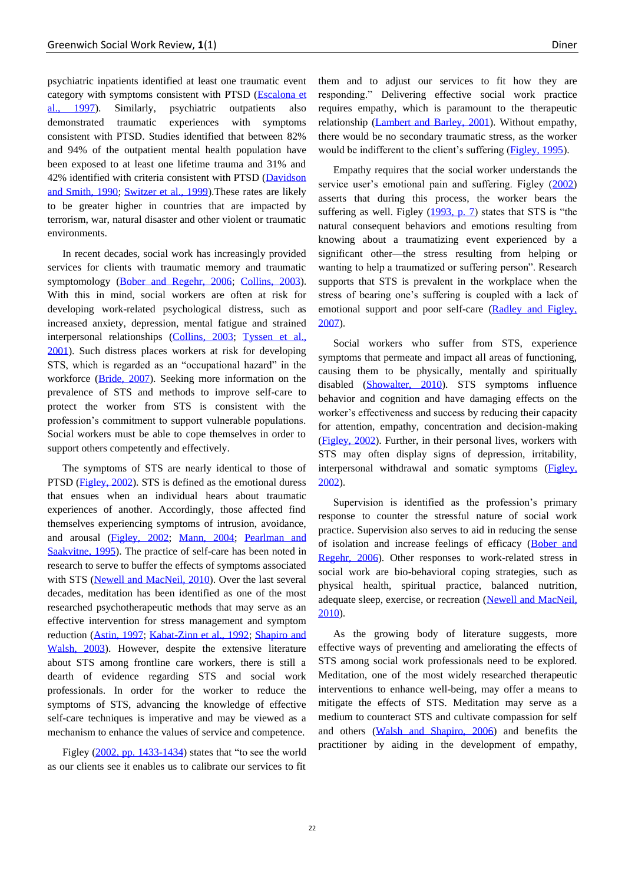psychiatric inpatients identified at least one traumatic event category with symptoms consistent with PTSD (Escalona et al., 1997). Similarly, psychiatric outpatients also demonstrated traumatic experiences with symptoms consistent with PTSD. Studies identified that between 82% and 94% of the outpatient mental health population have been exposed to at least one lifetime trauma and 31% and 42% identified with criteria consistent with PTSD (Davidson and Smith, 1990; Switzer et al., 1999).These rates are likely to be greater higher in countries that are impacted by terrorism, war, natural disaster and other violent or traumatic environments.

In recent decades, social work has increasingly provided services for clients with traumatic memory and traumatic symptomology (Bober and Regehr, 2006; Collins, 2003). With this in mind, social workers are often at risk for developing work-related psychological distress, such as increased anxiety, depression, mental fatigue and strained interpersonal relationships (Collins, 2003; Tyssen et al., 2001). Such distress places workers at risk for developing STS, which is regarded as an "occupational hazard" in the workforce (Bride, 2007). Seeking more information on the prevalence of STS and methods to improve self-care to protect the worker from STS is consistent with the profession's commitment to support vulnerable populations. Social workers must be able to cope themselves in order to support others competently and effectively.

The symptoms of STS are nearly identical to those of PTSD (Figley, 2002). STS is defined as the emotional duress that ensues when an individual hears about traumatic experiences of another. Accordingly, those affected find themselves experiencing symptoms of intrusion, avoidance, and arousal (Figley, 2002; Mann, 2004; Pearlman and Saakvitne, 1995). The practice of self-care has been noted in research to serve to buffer the effects of symptoms associated with STS (Newell and MacNeil, 2010). Over the last several decades, meditation has been identified as one of the most researched psychotherapeutic methods that may serve as an effective intervention for stress management and symptom reduction (Astin, 1997; Kabat-Zinn et al., 1992; Shapiro and Walsh, 2003). However, despite the extensive literature about STS among frontline care workers, there is still a dearth of evidence regarding STS and social work professionals. In order for the worker to reduce the symptoms of STS, advancing the knowledge of effective self-care techniques is imperative and may be viewed as a mechanism to enhance the values of service and competence.

Figley (2002, pp. 1433-1434) states that "to see the world as our clients see it enables us to calibrate our services to fit them and to adjust our services to fit how they are responding." Delivering effective social work practice requires empathy, which is paramount to the therapeutic relationship (Lambert and Barley, 2001). Without empathy, there would be no secondary traumatic stress, as the worker would be indifferent to the client's suffering (Figley, 1995).

Empathy requires that the social worker understands the service user's emotional pain and suffering. Figley (2002) asserts that during this process, the worker bears the suffering as well. Figley (1993, p. 7) states that STS is "the natural consequent behaviors and emotions resulting from knowing about a traumatizing event experienced by a significant other—the stress resulting from helping or wanting to help a traumatized or suffering person". Research supports that STS is prevalent in the workplace when the stress of bearing one's suffering is coupled with a lack of emotional support and poor self-care (Radley and Figley, 2007).

Social workers who suffer from STS, experience symptoms that permeate and impact all areas of functioning, causing them to be physically, mentally and spiritually disabled (Showalter, 2010). STS symptoms influence behavior and cognition and have damaging effects on the worker's effectiveness and success by reducing their capacity for attention, empathy, concentration and decision-making (Figley, 2002). Further, in their personal lives, workers with STS may often display signs of depression, irritability, interpersonal withdrawal and somatic symptoms (Figley, 2002).

Supervision is identified as the profession's primary response to counter the stressful nature of social work practice. Supervision also serves to aid in reducing the sense of isolation and increase feelings of efficacy (Bober and Regehr, 2006). Other responses to work-related stress in social work are bio-behavioral coping strategies, such as physical health, spiritual practice, balanced nutrition, adequate sleep, exercise, or recreation (Newell and MacNeil, 2010).

As the growing body of literature suggests, more effective ways of preventing and ameliorating the effects of STS among social work professionals need to be explored. Meditation, one of the most widely researched therapeutic interventions to enhance well-being, may offer a means to mitigate the effects of STS. Meditation may serve as a medium to counteract STS and cultivate compassion for self and others (Walsh and Shapiro, 2006) and benefits the practitioner by aiding in the development of empathy,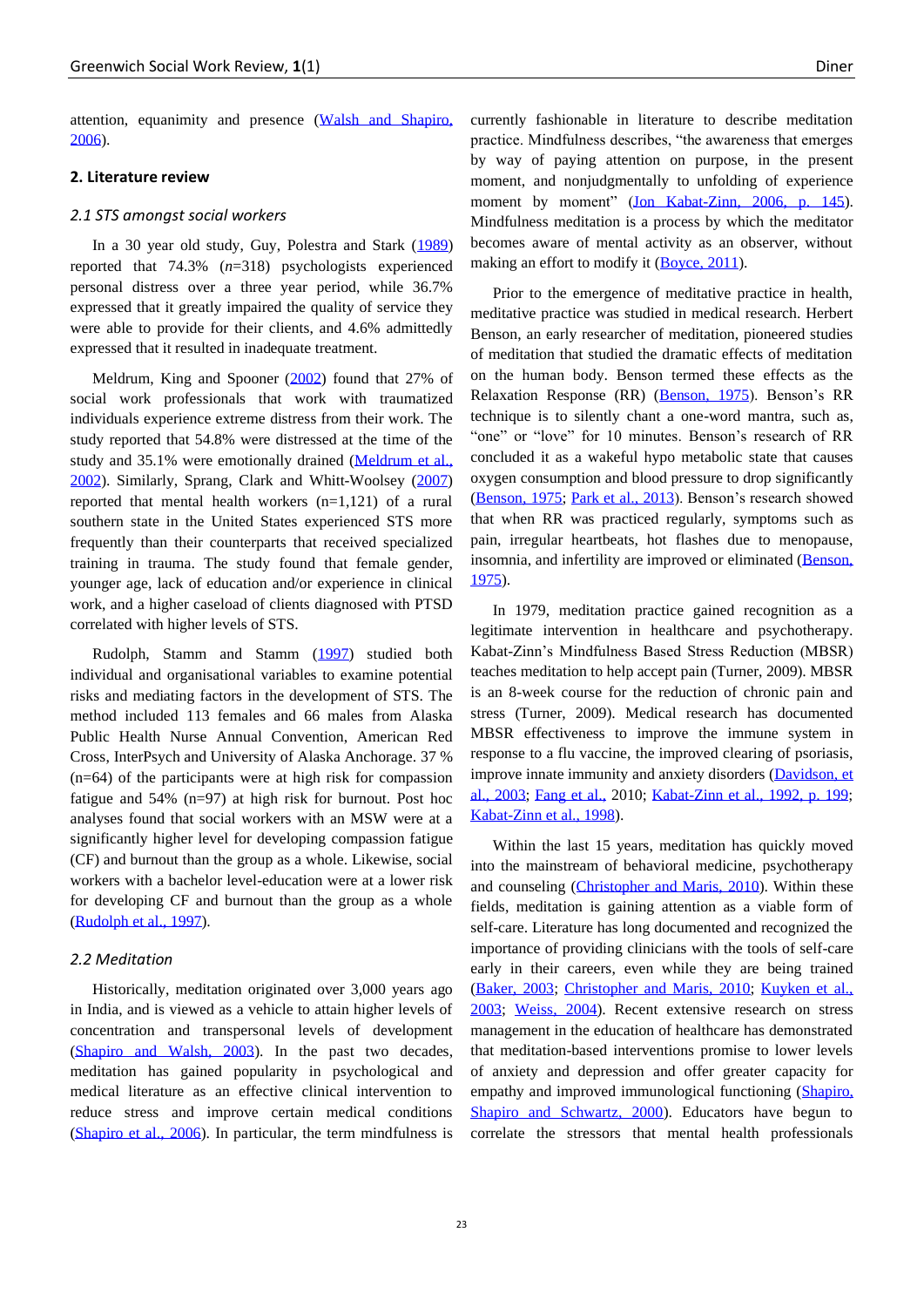attention, equanimity and presence (Walsh and Shapiro, 2006).

## 2. Literature review

### *2.1 STS amongst social workers*

In a 30 year old study, Guy, Polestra and Stark (1989) reported that 74.3% (*n*=318) psychologists experienced personal distress over a three year period, while 36.7% expressed that it greatly impaired the quality of service they were able to provide for their clients, and 4.6% admittedly expressed that it resulted in inadequate treatment.

Meldrum, King and Spooner (2002) found that 27% of social work professionals that work with traumatized individuals experience extreme distress from their work. The study reported that 54.8% were distressed at the time of the study and 35.1% were emotionally drained (Meldrum et al., 2002). Similarly, Sprang, Clark and Whitt-Woolsey (2007) reported that mental health workers (n=1,121) of a rural southern state in the United States experienced STS more frequently than their counterparts that received specialized training in trauma. The study found that female gender, younger age, lack of education and/or experience in clinical work, and a higher caseload of clients diagnosed with PTSD correlated with higher levels of STS.

Rudolph, Stamm and Stamm (1997) studied both individual and organisational variables to examine potential risks and mediating factors in the development of STS. The method included 113 females and 66 males from Alaska Public Health Nurse Annual Convention, American Red Cross, InterPsych and University of Alaska Anchorage. 37 % (n=64) of the participants were at high risk for compassion fatigue and 54% (n=97) at high risk for burnout. Post hoc analyses found that social workers with an MSW were at a significantly higher level for developing compassion fatigue (CF) and burnout than the group as a whole. Likewise, social workers with a bachelor level-education were at a lower risk for developing CF and burnout than the group as a whole (Rudolph et al., 1997).

### *2.2 Meditation*

Historically, meditation originated over 3,000 years ago in India, and is viewed as a vehicle to attain higher levels of concentration and transpersonal levels of development (Shapiro and Walsh, 2003). In the past two decades, meditation has gained popularity in psychological and medical literature as an effective clinical intervention to reduce stress and improve certain medical conditions (Shapiro et al., 2006). In particular, the term mindfulness is currently fashionable in literature to describe meditation practice. Mindfulness describes, "the awareness that emerges by way of paying attention on purpose, in the present moment, and nonjudgmentally to unfolding of experience moment by moment" (Jon Kabat-Zinn, 2006, p. 145). Mindfulness meditation is a process by which the meditator becomes aware of mental activity as an observer, without making an effort to modify it (Boyce, 2011).

Prior to the emergence of meditative practice in health, meditative practice was studied in medical research. Herbert Benson, an early researcher of meditation, pioneered studies of meditation that studied the dramatic effects of meditation on the human body. Benson termed these effects as the Relaxation Response (RR) (Benson, 1975). Benson's RR technique is to silently chant a one-word mantra, such as, "one" or "love" for 10 minutes. Benson's research of RR concluded it as a wakeful hypo metabolic state that causes oxygen consumption and blood pressure to drop significantly (Benson, 1975; Park et al., 2013). Benson's research showed that when RR was practiced regularly, symptoms such as pain, irregular heartbeats, hot flashes due to menopause, insomnia, and infertility are improved or eliminated (Benson, 1975).

In 1979, meditation practice gained recognition as a legitimate intervention in healthcare and psychotherapy. Kabat-Zinn's Mindfulness Based Stress Reduction (MBSR) teaches meditation to help accept pain (Turner, 2009). MBSR is an 8-week course for the reduction of chronic pain and stress (Turner, 2009). Medical research has documented MBSR effectiveness to improve the immune system in response to a flu vaccine, the improved clearing of psoriasis, improve innate immunity and anxiety disorders (Davidson, et al., 2003; Fang et al., 2010; Kabat-Zinn et al., 1992, p. 199; Kabat-Zinn et al., 1998).

Within the last 15 years, meditation has quickly moved into the mainstream of behavioral medicine, psychotherapy and counseling (Christopher and Maris, 2010). Within these fields, meditation is gaining attention as a viable form of self-care. Literature has long documented and recognized the importance of providing clinicians with the tools of self-care early in their careers, even while they are being trained (Baker, 2003; Christopher and Maris, 2010; Kuyken et al., 2003; Weiss, 2004). Recent extensive research on stress management in the education of healthcare has demonstrated that meditation-based interventions promise to lower levels of anxiety and depression and offer greater capacity for empathy and improved immunological functioning (Shapiro, Shapiro and Schwartz, 2000). Educators have begun to correlate the stressors that mental health professionals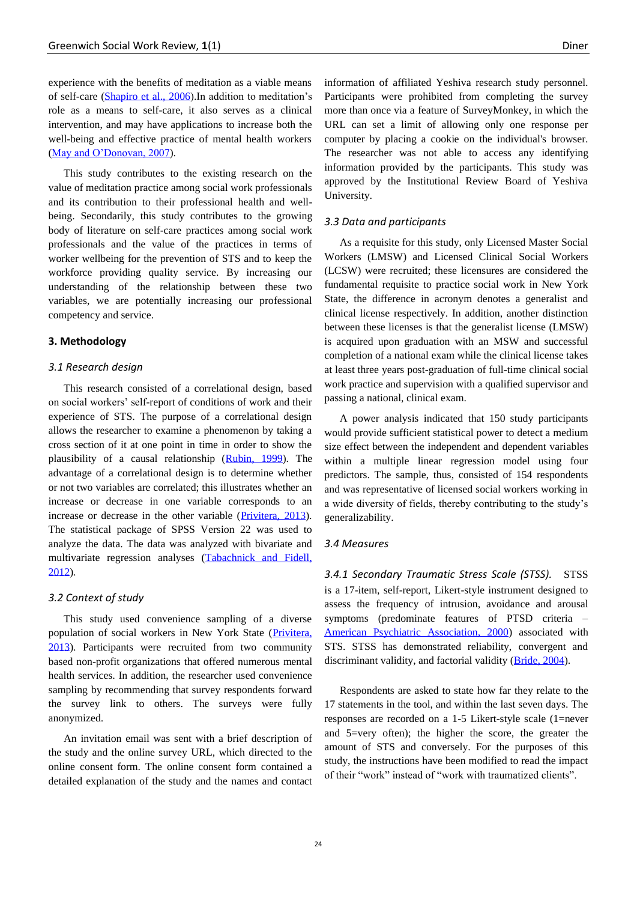experience with the benefits of meditation as a viable means of self-care (Shapiro et al., 2006).In addition to meditation's role as a means to self-care, it also serves as a clinical intervention, and may have applications to increase both the well-being and effective practice of mental health workers (May and O'Donovan, 2007).

This study contributes to the existing research on the value of meditation practice among social work professionals and its contribution to their professional health and well-being. Secondarily, this study contributes to the growing body of literature on self-care practices among social work professionals and the value of the practices in terms of worker wellbeing for the prevention of STS and to keep the workforce providing quality service. By increasing our understanding of the relationship between these two variables, we are potentially increasing our professional competency and service.

## 3. Methodology

### *3.1 Research design*

This research consisted of a correlational design, based on social workers' self-report of conditions of work and their experience of STS. The purpose of a correlational design allows the researcher to examine a phenomenon by taking a cross section of it at one point in time in order to show the plausibility of a causal relationship (Rubin, 1999). The advantage of a correlational design is to determine whether or not two variables are correlated; this illustrates whether an increase or decrease in one variable corresponds to an increase or decrease in the other variable (Privitera, 2013). The statistical package of SPSS Version 22 was used to analyze the data. The data was analyzed with bivariate and multivariate regression analyses (Tabachnick and Fidell, 2012).

### *3.2 Context of study*

This study used convenience sampling of a diverse population of social workers in New York State (Privitera, 2013). Participants were recruited from two community based non-profit organizations that offered numerous mental health services. In addition, the researcher used convenience sampling by recommending that survey respondents forward the survey link to others. The surveys were fully anonymized.

An invitation email was sent with a brief description of the study and the online survey URL, which directed to the online consent form. The online consent form contained a detailed explanation of the study and the names and contact information of affiliated Yeshiva research study personnel. Participants were prohibited from completing the survey more than once via a feature of SurveyMonkey, in which the URL can set a limit of allowing only one response per computer by placing a cookie on the individual's browser. The researcher was not able to access any identifying information provided by the participants. This study was approved by the Institutional Review Board of Yeshiva University.

### *3.3 Data and participants*

As a requisite for this study, only Licensed Master Social Workers (LMSW) and Licensed Clinical Social Workers (LCSW) were recruited; these licensures are considered the fundamental requisite to practice social work in New York State, the difference in acronym denotes a generalist and clinical license respectively. In addition, another distinction between these licenses is that the generalist license (LMSW) is acquired upon graduation with an MSW and successful completion of a national exam while the clinical license takes at least three years post-graduation of full-time clinical social work practice and supervision with a qualified supervisor and passing a national, clinical exam.

A power analysis indicated that 150 study participants would provide sufficient statistical power to detect a medium size effect between the independent and dependent variables within a multiple linear regression model using four predictors. The sample, thus, consisted of 154 respondents and was representative of licensed social workers working in a wide diversity of fields, thereby contributing to the study's generalizability.

### *3.4 Measures*

*3.4.1 Secondary Traumatic Stress Scale (STSS).* STSS is a 17-item, self-report, Likert-style instrument designed to assess the frequency of intrusion, avoidance and arousal symptoms (predominate features of PTSD criteria – American Psychiatric Association, 2000) associated with STS. STSS has demonstrated reliability, convergent and discriminant validity, and factorial validity (Bride, 2004).

Respondents are asked to state how far they relate to the 17 statements in the tool, and within the last seven days. The responses are recorded on a 1-5 Likert-style scale (1=never and 5=very often); the higher the score, the greater the amount of STS and conversely. For the purposes of this study, the instructions have been modified to read the impact of their "work" instead of "work with traumatized clients".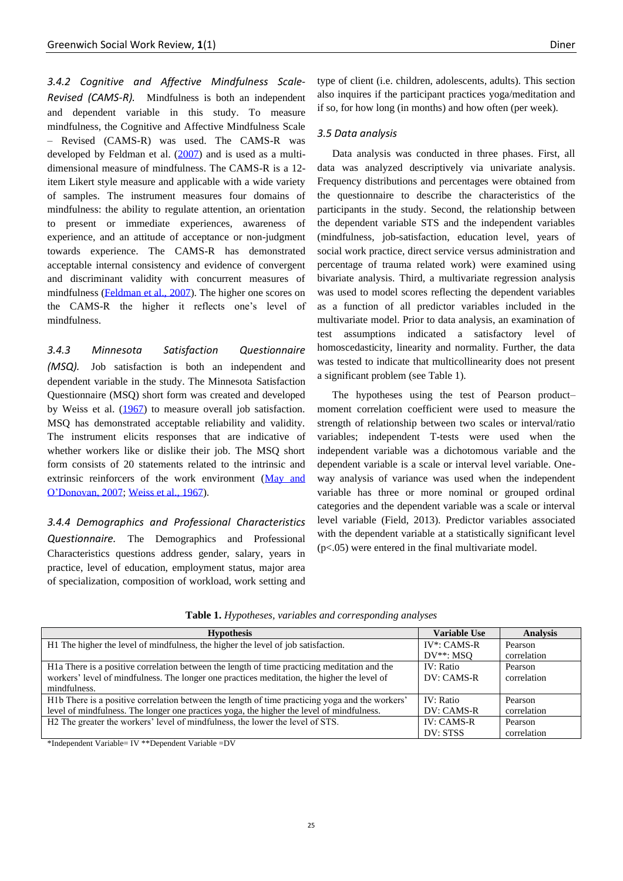#### *3.4.2 Cognitive and Affective Mindfulness Scale-Revised (CAMS-R).*

Mindfulness is both an independent and dependent variable in this study. To measure mindfulness, the Cognitive and Affective Mindfulness Scale – Revised (CAMS-R) was used. The CAMS-R was developed by Feldman et al. (2007) and is used as a multi-dimensional measure of mindfulness. The CAMS-R is a 12-item Likert style measure and applicable with a wide variety of samples. The instrument measures four domains of mindfulness: the ability to regulate attention, an orientation to present or immediate experiences, awareness of experience, and an attitude of acceptance or non-judgment towards experience. The CAMS-R has demonstrated acceptable internal consistency and evidence of convergent and discriminant validity with concurrent measures of mindfulness (Feldman et al., 2007). The higher one scores on the CAMS-R the higher it reflects one's level of mindfulness.

#### *3.4.3 Minnesota Satisfaction Questionnaire (MSQ).*

Job satisfaction is both an independent and dependent variable in the study. The Minnesota Satisfaction Questionnaire (MSQ) short form was created and developed by Weiss et al. (1967) to measure overall job satisfaction. MSQ has demonstrated acceptable reliability and validity. The instrument elicits responses that are indicative of whether workers like or dislike their job. The MSQ short form consists of 20 statements related to the intrinsic and extrinsic reinforcers of the work environment (May and O'Donovan, 2007; Weiss et al., 1967).

#### *3.4.4 Demographics and Professional Characteristics Questionnaire.*

The Demographics and Professional Characteristics questions address gender, salary, years in practice, level of education, employment status, major area of specialization, composition of workload, work setting and type of client (i.e. children, adolescents, adults). This section also inquires if the participant practices yoga/meditation and if so, for how long (in months) and how often (per week).

### *3.5 Data analysis*

Data analysis was conducted in three phases. First, all data was analyzed descriptively via univariate analysis. Frequency distributions and percentages were obtained from the questionnaire to describe the characteristics of the participants in the study. Second, the relationship between the dependent variable STS and the independent variables (mindfulness, job-satisfaction, education level, years of social work practice, direct service versus administration and percentage of trauma related work) were examined using bivariate analysis. Third, a multivariate regression analysis was used to model scores reflecting the dependent variables as a function of all predictor variables included in the multivariate model. Prior to data analysis, an examination of test assumptions indicated a satisfactory level of homoscedasticity, linearity and normality. Further, the data was tested to indicate that multicollinearity does not present a significant problem (see Table 1).

The hypotheses using the test of Pearson product–moment correlation coefficient were used to measure the strength of relationship between two scales or interval/ratio variables; independent T-tests were used when the independent variable was a dichotomous variable and the dependent variable is a scale or interval level variable. One-way analysis of variance was used when the independent variable has three or more nominal or grouped ordinal categories and the dependent variable was a scale or interval level variable (Field, 2013). Predictor variables associated with the dependent variable at a statistically significant level ($p<.05$) were entered in the final multivariate model.

**Table 1.** *Hypotheses, variables and corresponding analyses*

| Hypothesis | Variable Use | Analysis |
|---|---|---|
| H1 The higher the level of mindfulness, the higher the level of job satisfaction. | IV*: CAMS-R<br>DV**: MSQ | Pearson correlation |
| H1a There is a positive correlation between the length of time practicing meditation and the workers' level of mindfulness. The longer one practices meditation, the higher the level of mindfulness. | IV: Ratio<br>DV: CAMS-R | Pearson correlation |
| H1b There is a positive correlation between the length of time practicing yoga and the workers' level of mindfulness. The longer one practices yoga, the higher the level of mindfulness. | IV: Ratio<br>DV: CAMS-R | Pearson correlation |
| H2 The greater the workers' level of mindfulness, the lower the level of STS. | IV: CAMS-R<br>DV: STSS | Pearson correlation |

*Independent Variable= IV **Dependent Variable =DV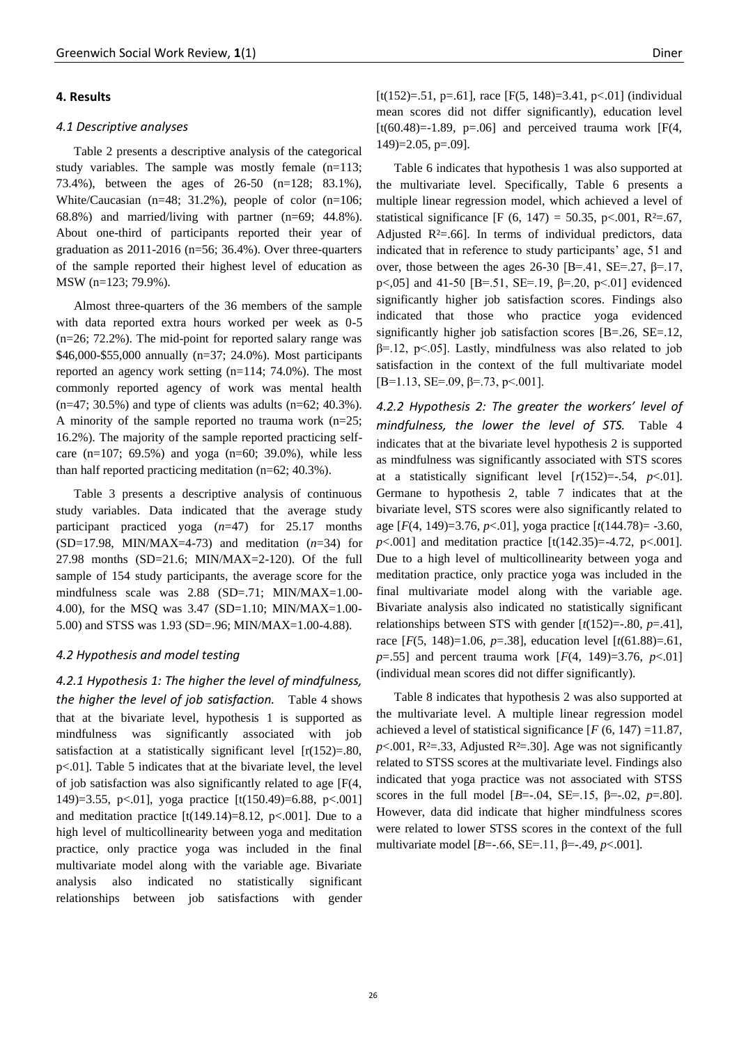## 4. Results

### 4.1 Descriptive analyses

Table 2 presents a descriptive analysis of the categorical study variables. The sample was mostly female (n=113; 73.4%), between the ages of 26-50 (n=128; 83.1%), White/Caucasian (n=48; 31.2%), people of color (n=106; 68.8%) and married/living with partner (n=69; 44.8%). About one-third of participants reported their year of graduation as 2011-2016 (n=56; 36.4%). Over three-quarters of the sample reported their highest level of education as MSW (n=123; 79.9%).

Almost three-quarters of the 36 members of the sample with data reported extra hours worked per week as 0-5 (n=26; 72.2%). The mid-point for reported salary range was $46,000-$55,000 annually (n=37; 24.0%). Most participants reported an agency work setting (n=114; 74.0%). The most commonly reported agency of work was mental health (n=47; 30.5%) and type of clients was adults (n=62; 40.3%). A minority of the sample reported no trauma work (n=25; 16.2%). The majority of the sample reported practicing self-care (n=107; 69.5%) and yoga (n=60; 39.0%), while less than half reported practicing meditation (n=62; 40.3%).

Table 3 presents a descriptive analysis of continuous study variables. Data indicated that the average study participant practiced yoga (*n*=47) for 25.17 months (SD=17.98, MIN/MAX=4-73) and meditation (*n*=34) for 27.98 months (SD=21.6; MIN/MAX=2-120). Of the full sample of 154 study participants, the average score for the mindfulness scale was 2.88 (SD=.71; MIN/MAX=1.00-4.00), for the MSQ was 3.47 (SD=1.10; MIN/MAX=1.00-5.00) and STSS was 1.93 (SD=.96; MIN/MAX=1.00-4.88).

### 4.2 Hypothesis and model testing

#### 4.2.1 Hypothesis 1: The higher the level of mindfulness, the higher the level of job satisfaction.

Table 4 shows that at the bivariate level, hypothesis 1 is supported as mindfulness was significantly associated with job satisfaction at a statistically significant level [r(152)=.80, p<.01]. Table 5 indicates that at the bivariate level, the level of job satisfaction was also significantly related to age [F(4, 149)=3.55, p<.01], yoga practice [t(150.49)=6.88, p<.001] and meditation practice [t(149.14)=8.12, p<.001]. Due to a high level of multicollinearity between yoga and meditation practice, only practice yoga was included in the final multivariate model along with the variable age. Bivariate analysis also indicated no statistically significant relationships between job satisfactions with gender [t(152)=.51, p=.61], race [F(5, 148)=3.41, p<.01] (individual mean scores did not differ significantly), education level [t(60.48)=-1.89, p=.06] and perceived trauma work [F(4, 149)=2.05, p=.09].

Table 6 indicates that hypothesis 1 was also supported at the multivariate level. Specifically, Table 6 presents a multiple linear regression model, which achieved a level of statistical significance [F (6, 147) = 50.35, p<.001, $R^2$=.67, Adjusted $R^2$=.66]. In terms of individual predictors, data indicated that in reference to study participants' age, 51 and over, those between the ages 26-30 [B=.41, SE=.27, β=.17, p<,05] and 41-50 [B=.51, SE=.19, β=.20, p<.01] evidenced significantly higher job satisfaction scores. Findings also indicated that those who practice yoga evidenced significantly higher job satisfaction scores [B=.26, SE=.12, β=.12, p<.05]. Lastly, mindfulness was also related to job satisfaction in the context of the full multivariate model [B=1.13, SE=.09, β=.73, p<.001].

#### 4.2.2 Hypothesis 2: The greater the workers' level of mindfulness, the lower the level of STS.

Table 4 indicates that at the bivariate level hypothesis 2 is supported as mindfulness was significantly associated with STS scores at a statistically significant level [*r*(152)=-.54, *p*<.01]. Germane to hypothesis 2, table 7 indicates that at the bivariate level, STS scores were also significantly related to age [*F*(4, 149)=3.76, *p*<.01], yoga practice [*t*(144.78)= -3.60, *p*<.001] and meditation practice [t(142.35)=-4.72, p<.001]. Due to a high level of multicollinearity between yoga and meditation practice, only practice yoga was included in the final multivariate model along with the variable age. Bivariate analysis also indicated no statistically significant relationships between STS with gender [*t*(152)=-.80, *p*=.41], race [*F*(5, 148)=1.06, *p*=.38], education level [*t*(61.88)=.61, *p*=.55] and percent trauma work [*F*(4, 149)=3.76, *p*<.01] (individual mean scores did not differ significantly).

Table 8 indicates that hypothesis 2 was also supported at the multivariate level. A multiple linear regression model achieved a level of statistical significance [*F* (6, 147) =11.87, *p*<.001, $R^2$=.33, Adjusted $R^2$=.30]. Age was not significantly related to STSS scores at the multivariate level. Findings also indicated that yoga practice was not associated with STSS scores in the full model [*B*=-.04, SE=.15, β=-.02, *p*=.80]. However, data did indicate that higher mindfulness scores were related to lower STSS scores in the context of the full multivariate model [*B*=-.66, SE=.11, β=-.49, *p*<.001].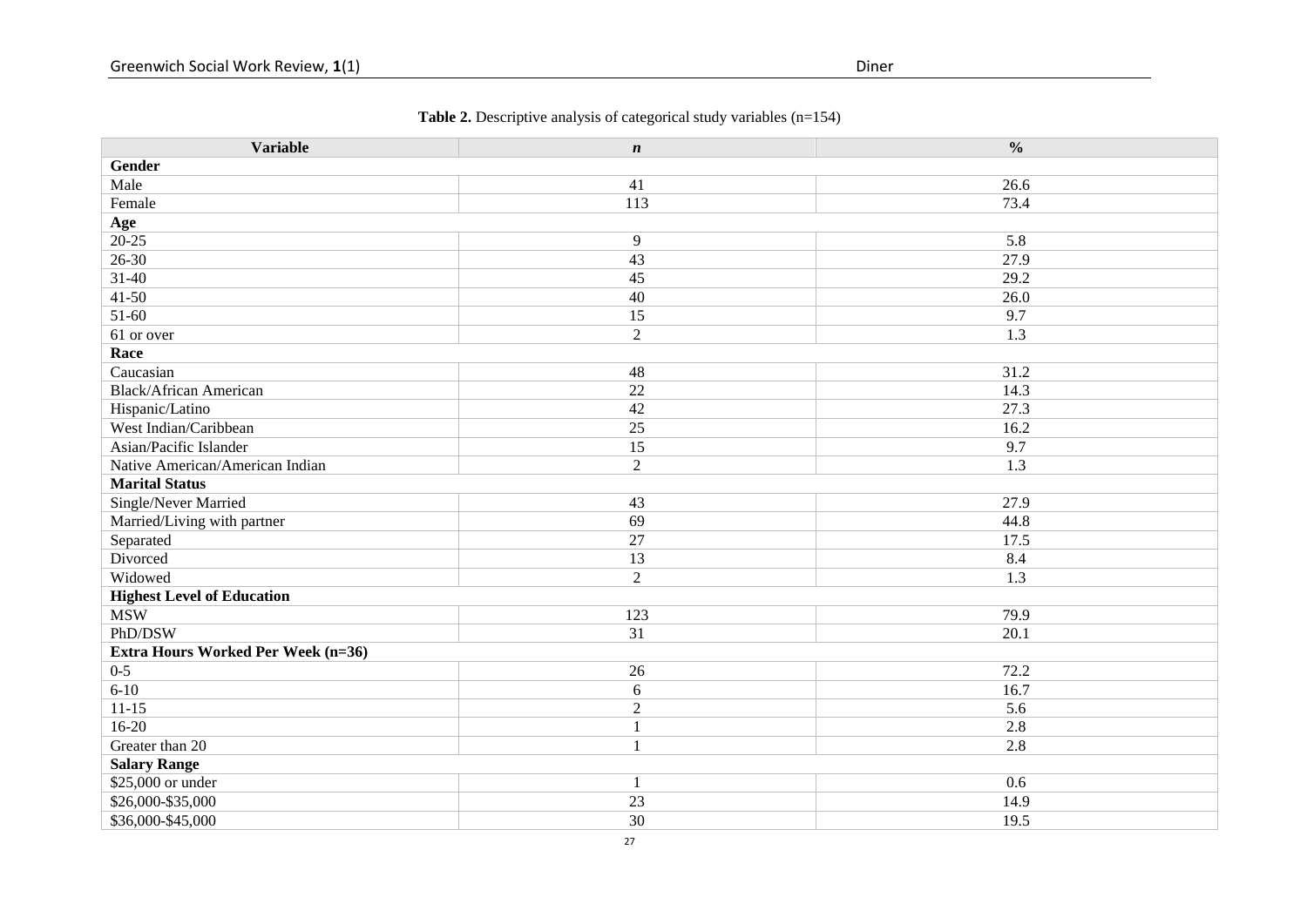**Table 2.** Descriptive analysis of categorical study variables (n=154)

| Variable | *n* | % |
|---|---|---|
| **Gender** | | |
| Male | 41 | 26.6 |
| Female | 113 | 73.4 |
| **Age** | | |
| 20-25 | 9 | 5.8 |
| 26-30 | 43 | 27.9 |
| 31-40 | 45 | 29.2 |
| 41-50 | 40 | 26.0 |
| 51-60 | 15 | 9.7 |
| 61 or over | 2 | 1.3 |
| **Race** | | |
| Caucasian | 48 | 31.2 |
| Black/African American | 22 | 14.3 |
| Hispanic/Latino | 42 | 27.3 |
| West Indian/Caribbean | 25 | 16.2 |
| Asian/Pacific Islander | 15 | 9.7 |
| Native American/American Indian | 2 | 1.3 |
| **Marital Status** | | |
| Single/Never Married | 43 | 27.9 |
| Married/Living with partner | 69 | 44.8 |
| Separated | 27 | 17.5 |
| Divorced | 13 | 8.4 |
| Widowed | 2 | 1.3 |
| **Highest Level of Education** | | |
| MSW | 123 | 79.9 |
| PhD/DSW | 31 | 20.1 |
| **Extra Hours Worked Per Week (n=36)** | | |
| 0-5 | 26 | 72.2 |
| 6-10 | 6 | 16.7 |
| 11-15 | 2 | 5.6 |
| 16-20 | 1 | 2.8 |
| Greater than 20 | 1 | 2.8 |
| **Salary Range** | | |
| $25,000 or under | 1 | 0.6 |
| $26,000-$35,000 | 23 | 14.9 |
| $36,000-$45,000 | 30 | 19.5 |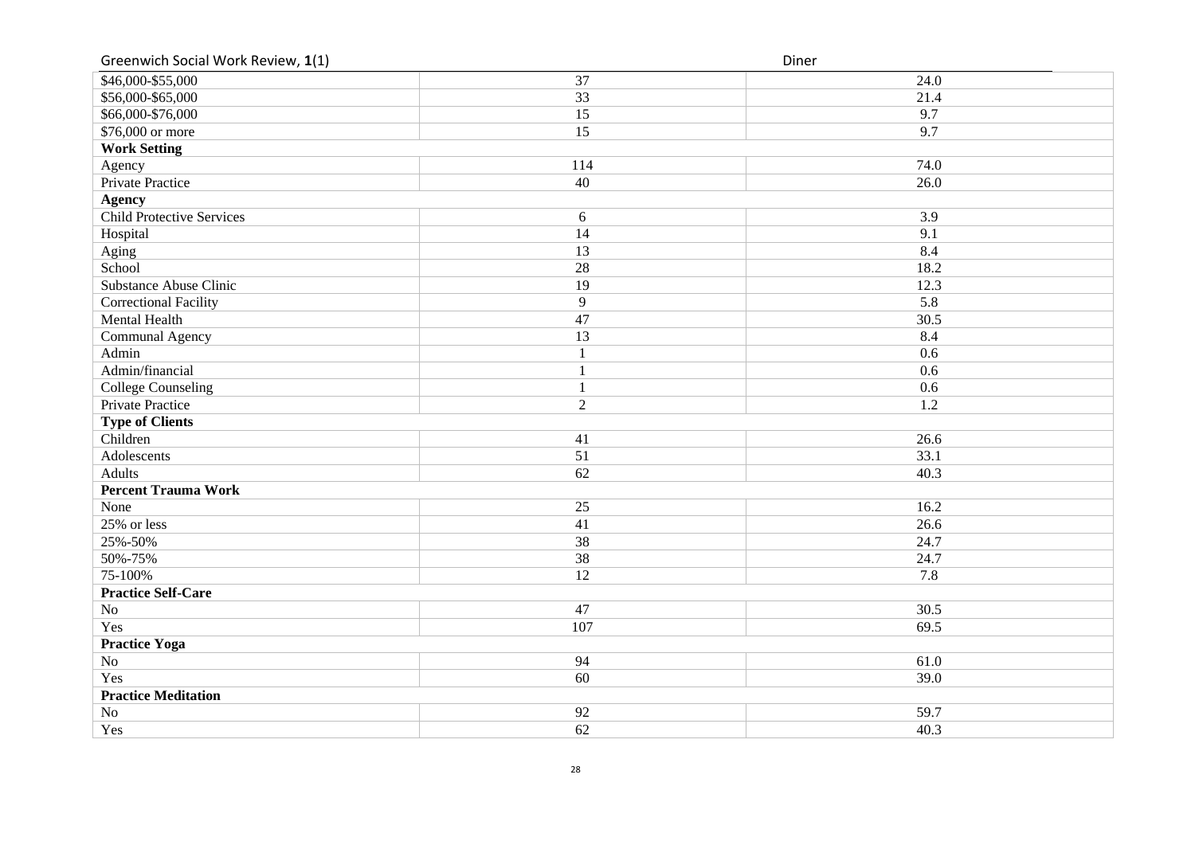| | | |
|---|---|---|
| $46,000-$55,000 | 37 | 24.0 |
| $56,000-$65,000 | 33 | 21.4 |
| $66,000-$76,000 | 15 | 9.7 |
| $76,000 or more | 15 | 9.7 |
| **Work Setting** | | |
| Agency | 114 | 74.0 |
| Private Practice | 40 | 26.0 |
| **Agency** | | |
| Child Protective Services | 6 | 3.9 |
| Hospital | 14 | 9.1 |
| Aging | 13 | 8.4 |
| School | 28 | 18.2 |
| Substance Abuse Clinic | 19 | 12.3 |
| Correctional Facility | 9 | 5.8 |
| Mental Health | 47 | 30.5 |
| Communal Agency | 13 | 8.4 |
| Admin | 1 | 0.6 |
| Admin/financial | 1 | 0.6 |
| College Counseling | 1 | 0.6 |
| Private Practice | 2 | 1.2 |
| **Type of Clients** | | |
| Children | 41 | 26.6 |
| Adolescents | 51 | 33.1 |
| Adults | 62 | 40.3 |
| **Percent Trauma Work** | | |
| None | 25 | 16.2 |
| 25% or less | 41 | 26.6 |
| 25%-50% | 38 | 24.7 |
| 50%-75% | 38 | 24.7 |
| 75-100% | 12 | 7.8 |
| **Practice Self-Care** | | |
| No | 47 | 30.5 |
| Yes | 107 | 69.5 |
| **Practice Yoga** | | |
| No | 94 | 61.0 |
| Yes | 60 | 39.0 |
| **Practice Meditation** | | |
| No | 92 | 59.7 |
| Yes | 62 | 40.3 |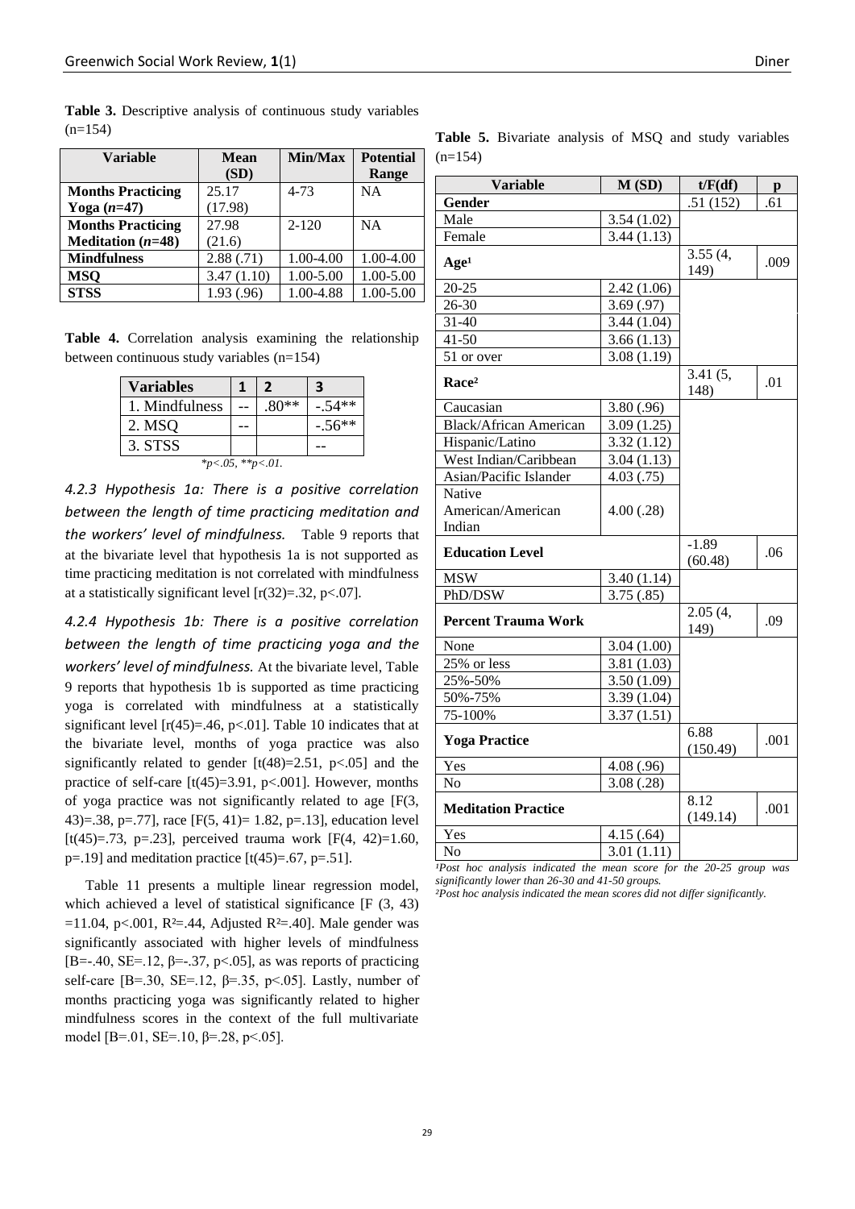**Table 3.** Descriptive analysis of continuous study variables (n=154)

| Variable | Mean (SD) | Min/Max | Potential Range |
|---|---|---|---|
| **Months Practicing Yoga (*n*=47)** | 25.17 (17.98) | 4-73 | NA |
| **Months Practicing Meditation (*n*=48)** | 27.98 (21.6) | 2-120 | NA |
| **Mindfulness** | 2.88 (.71) | 1.00-4.00 | 1.00-4.00 |
| **MSQ** | 3.47 (1.10) | 1.00-5.00 | 1.00-5.00 |
| **STSS** | 1.93 (.96) | 1.00-4.88 | 1.00-5.00 |

**Table 4.** Correlation analysis examining the relationship between continuous study variables (n=154)

| Variables | 1 | 2 | 3 |
|---|---|---|---|
| 1. Mindfulness | -- | .80** | -.54** |
| 2. MSQ | -- | | -.56** |
| 3. STSS | | | -- |

*\*p<.05, \*\*p<.01.*

*4.2.3 Hypothesis 1a: There is a positive correlation between the length of time practicing meditation and the workers' level of mindfulness.* Table 9 reports that at the bivariate level that hypothesis 1a is not supported as time practicing meditation is not correlated with mindfulness at a statistically significant level [r(32)=.32, p<.07].

*4.2.4 Hypothesis 1b: There is a positive correlation between the length of time practicing yoga and the workers' level of mindfulness.* At the bivariate level, Table 9 reports that hypothesis 1b is supported as time practicing yoga is correlated with mindfulness at a statistically significant level [r(45)=.46, p<.01]. Table 10 indicates that at the bivariate level, months of yoga practice was also significantly related to gender [t(48)=2.51, p<.05] and the practice of self-care [t(45)=3.91, p<.001]. However, months of yoga practice was not significantly related to age [F(3, 43)=.38, p=.77], race [F(5, 41)= 1.82, p=.13], education level [t(45)=.73, p=.23], perceived trauma work [F(4, 42)=1.60, p=.19] and meditation practice [t(45)=.67, p=.51].

Table 11 presents a multiple linear regression model, which achieved a level of statistical significance [F (3, 43) =11.04, p<.001, $R^2$=.44, Adjusted $R^2$=.40]. Male gender was significantly associated with higher levels of mindfulness [B=-.40, SE=.12, β=-.37, p<.05], as was reports of practicing self-care [B=.30, SE=.12, β=.35, p<.05]. Lastly, number of months practicing yoga was significantly related to higher mindfulness scores in the context of the full multivariate model [B=.01, SE=.10, β=.28, p<.05].

**Table 5.** Bivariate analysis of MSQ and study variables (n=154)

| Variable | M (SD) | t/F(df) | p |
|---|---|---|---|
| **Gender** | | .51 (152) | .61 |
| Male | 3.54 (1.02) | | |
| Female | 3.44 (1.13) | | |
| **Age**[1] | | 3.55 (4, 149) | .009 |
| 20-25 | 2.42 (1.06) | | |
| 26-30 | 3.69 (.97) | | |
| 31-40 | 3.44 (1.04) | | |
| 41-50 | 3.66 (1.13) | | |
| 51 or over | 3.08 (1.19) | | |
| **Race**[2] | | 3.41 (5, 148) | .01 |
| Caucasian | 3.80 (.96) | | |
| Black/African American | 3.09 (1.25) | | |
| Hispanic/Latino | 3.32 (1.12) | | |
| West Indian/Caribbean | 3.04 (1.13) | | |
| Asian/Pacific Islander | 4.03 (.75) | | |
| Native American/American Indian | 4.00 (.28) | | |
| **Education Level** | | -1.89 (60.48) | .06 |
| MSW | 3.40 (1.14) | | |
| PhD/DSW | 3.75 (.85) | | |
| **Percent Trauma Work** | | 2.05 (4, 149) | .09 |
| None | 3.04 (1.00) | | |
| 25% or less | 3.81 (1.03) | | |
| 25%-50% | 3.50 (1.09) | | |
| 50%-75% | 3.39 (1.04) | | |
| 75-100% | 3.37 (1.51) | | |
| **Yoga Practice** | | 6.88 (150.49) | .001 |
| Yes | 4.08 (.96) | | |
| No | 3.08 (.28) | | |
| **Meditation Practice** | | 8.12 (149.14) | .001 |
| Yes | 4.15 (.64) | | |
| No | 3.01 (1.11) | | |

*[1]Post hoc analysis indicated the mean score for the 20-25 group was significantly lower than 26-30 and 41-50 groups.*
*[2]Post hoc analysis indicated the mean scores did not differ significantly.*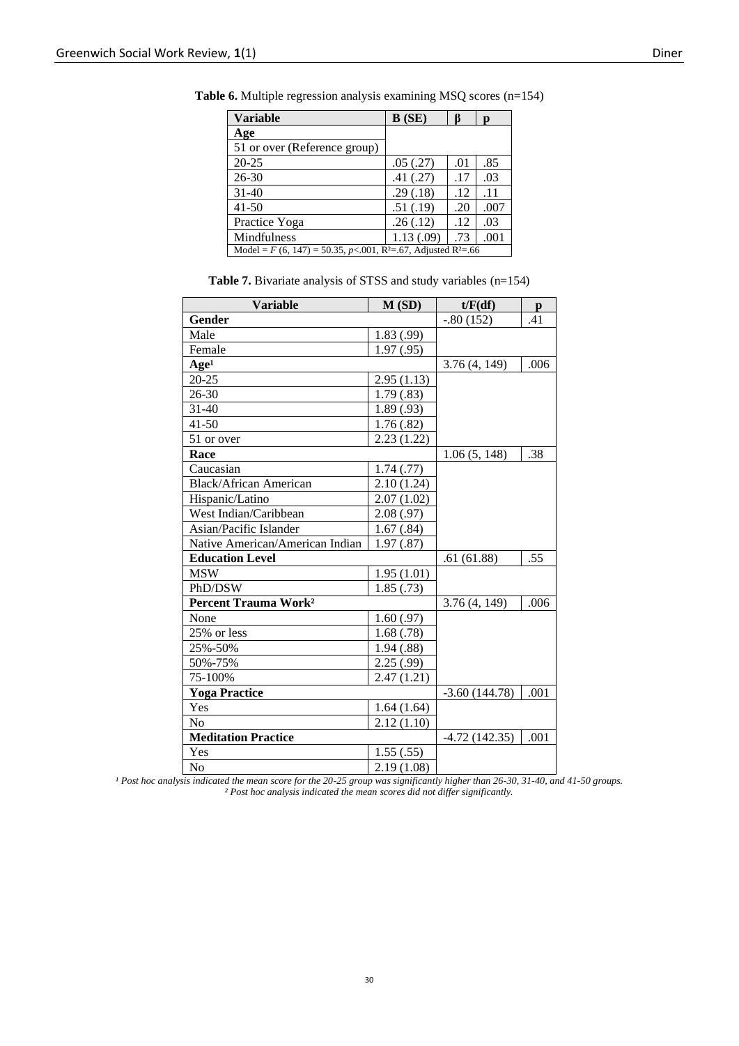**Table 6.** Multiple regression analysis examining MSQ scores (n=154)

| Variable | B (SE) | β | p |
|---|---|---|---|
| **Age** | | | |
| 51 or over (Reference group) | | | |
| 20-25 | .05 (.27) | .01 | .85 |
| 26-30 | .41 (.27) | .17 | .03 |
| 31-40 | .29 (.18) | .12 | .11 |
| 41-50 | .51 (.19) | .20 | .007 |
| Practice Yoga | .26 (.12) | .12 | .03 |
| Mindfulness | 1.13 (.09) | .73 | .001 |
| Model = $F$ (6, 147) = 50.35, $p$<.001, $R^2$=.67, Adjusted $R^2$=.66 | | | |

**Table 7.** Bivariate analysis of STSS and study variables (n=154)

| Variable | M (SD) | t/F(df) | p |
|---|---|---|---|
| **Gender** | | -.80 (152) | .41 |
| Male | 1.83 (.99) | | |
| Female | 1.97 (.95) | | |
| **Age**[1] | | 3.76 (4, 149) | .006 |
| 20-25 | 2.95 (1.13) | | |
| 26-30 | 1.79 (.83) | | |
| 31-40 | 1.89 (.93) | | |
| 41-50 | 1.76 (.82) | | |
| 51 or over | 2.23 (1.22) | | |
| **Race** | | 1.06 (5, 148) | .38 |
| Caucasian | 1.74 (.77) | | |
| Black/African American | 2.10 (1.24) | | |
| Hispanic/Latino | 2.07 (1.02) | | |
| West Indian/Caribbean | 2.08 (.97) | | |
| Asian/Pacific Islander | 1.67 (.84) | | |
| Native American/American Indian | 1.97 (.87) | | |
| **Education Level** | | .61 (61.88) | .55 |
| MSW | 1.95 (1.01) | | |
| PhD/DSW | 1.85 (.73) | | |
| **Percent Trauma Work**[2] | | 3.76 (4, 149) | .006 |
| None | 1.60 (.97) | | |
| 25% or less | 1.68 (.78) | | |
| 25%-50% | 1.94 (.88) | | |
| 50%-75% | 2.25 (.99) | | |
| 75-100% | 2.47 (1.21) | | |
| **Yoga Practice** | | -3.60 (144.78) | .001 |
| Yes | 1.64 (1.64) | | |
| No | 2.12 (1.10) | | |
| **Meditation Practice** | | -4.72 (142.35) | .001 |
| Yes | 1.55 (.55) | | |
| No | 2.19 (1.08) | | |

*[1] Post hoc analysis indicated the mean score for the 20-25 group was significantly higher than 26-30, 31-40, and 41-50 groups.*
*[2] Post hoc analysis indicated the mean scores did not differ significantly.*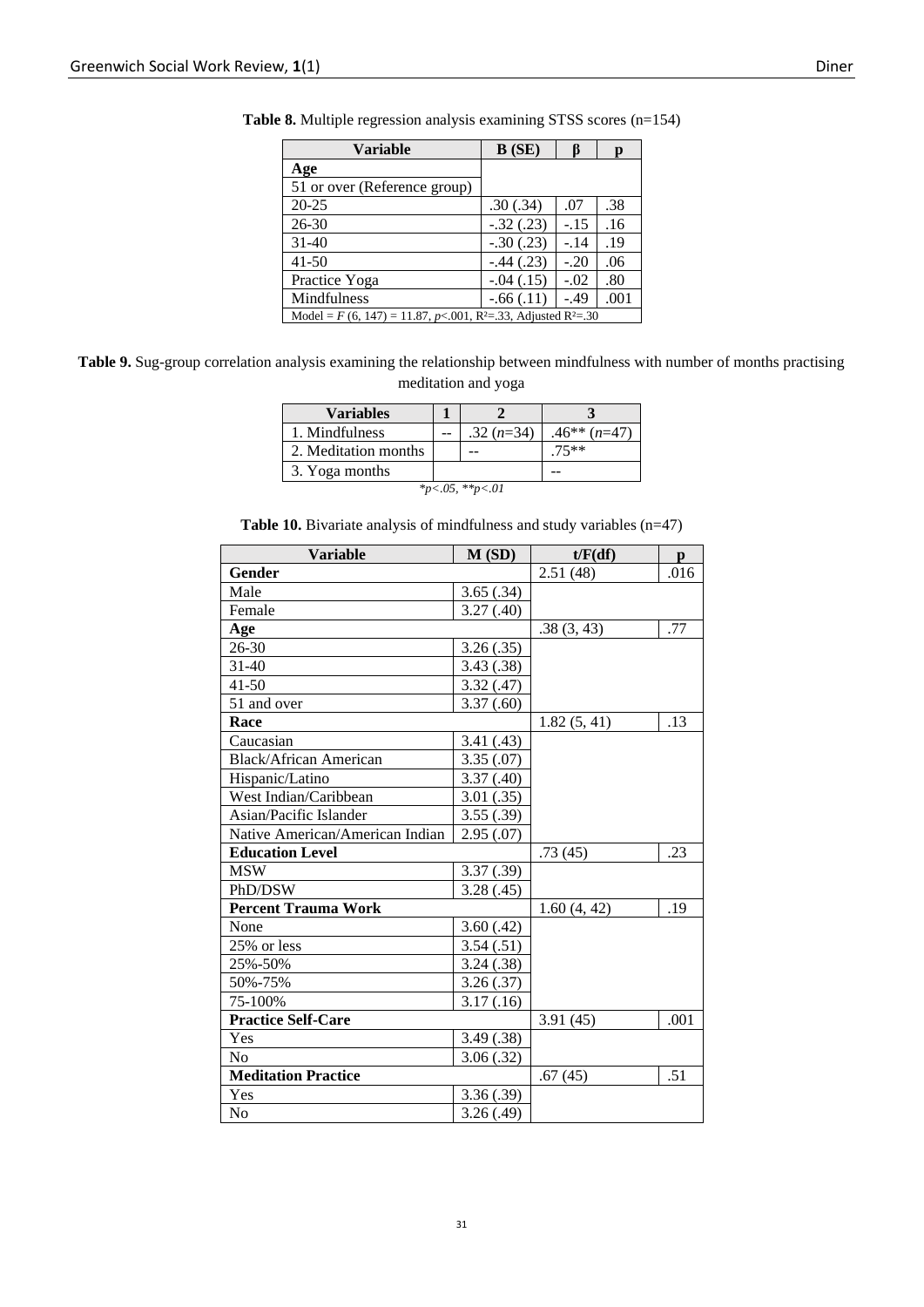**Table 8.** Multiple regression analysis examining STSS scores (n=154)

| Variable | B (SE) | β | p |
|---|---|---|---|
| **Age** | | | |
| 51 or over (Reference group) | | | |
| 20-25 | .30 (.34) | .07 | .38 |
| 26-30 | -.32 (.23) | -.15 | .16 |
| 31-40 | -.30 (.23) | -.14 | .19 |
| 41-50 | -.44 (.23) | -.20 | .06 |
| Practice Yoga | -.04 (.15) | -.02 | .80 |
| Mindfulness | -.66 (.11) | -.49 | .001 |
| Model = $F$ (6, 147) = 11.87, $p$<.001, $R^2$=.33, Adjusted $R^2$=.30 | | | |

**Table 9.** Sug-group correlation analysis examining the relationship between mindfulness with number of months practising meditation and yoga

| Variables | 1 | 2 | 3 |
|---|---|---|---|
| 1. Mindfulness | -- | .32 (*n*=34) | .46** (*n*=47) |
| 2. Meditation months | | -- | .75** |
| 3. Yoga months | | | -- |

*p<.05, **p<.01

**Table 10.** Bivariate analysis of mindfulness and study variables (n=47)

| Variable | M (SD) | t/F(df) | p |
|---|---|---|---|
| **Gender** | | 2.51 (48) | .016 |
| Male | 3.65 (.34) | | |
| Female | 3.27 (.40) | | |
| **Age** | | .38 (3, 43) | .77 |
| 26-30 | 3.26 (.35) | | |
| 31-40 | 3.43 (.38) | | |
| 41-50 | 3.32 (.47) | | |
| 51 and over | 3.37 (.60) | | |
| **Race** | | 1.82 (5, 41) | .13 |
| Caucasian | 3.41 (.43) | | |
| Black/African American | 3.35 (.07) | | |
| Hispanic/Latino | 3.37 (.40) | | |
| West Indian/Caribbean | 3.01 (.35) | | |
| Asian/Pacific Islander | 3.55 (.39) | | |
| Native American/American Indian | 2.95 (.07) | | |
| **Education Level** | | .73 (45) | .23 |
| MSW | 3.37 (.39) | | |
| PhD/DSW | 3.28 (.45) | | |
| **Percent Trauma Work** | | 1.60 (4, 42) | .19 |
| None | 3.60 (.42) | | |
| 25% or less | 3.54 (.51) | | |
| 25%-50% | 3.24 (.38) | | |
| 50%-75% | 3.26 (.37) | | |
| 75-100% | 3.17 (.16) | | |
| **Practice Self-Care** | | 3.91 (45) | .001 |
| Yes | 3.49 (.38) | | |
| No | 3.06 (.32) | | |
| **Meditation Practice** | | .67 (45) | .51 |
| Yes | 3.36 (.39) | | |
| No | 3.26 (.49) | | |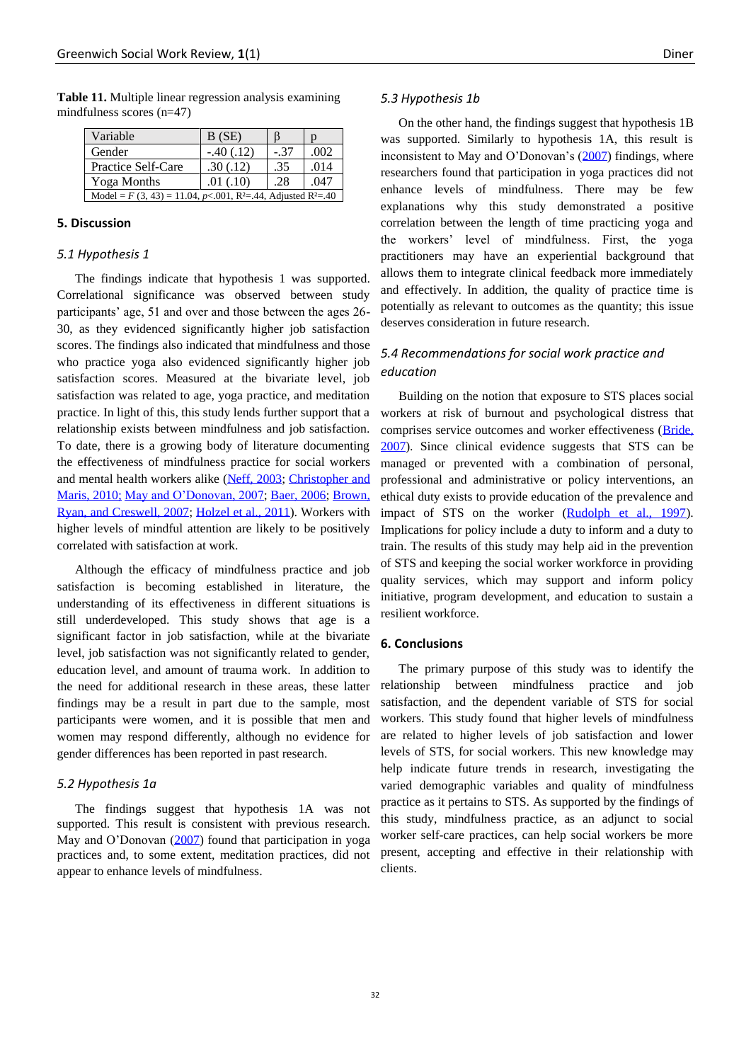**Table 11.** Multiple linear regression analysis examining mindfulness scores (n=47)

| Variable | B (SE) | β | p |
|---|---|---|---|
| Gender | -.40 (.12) | -.37 | .002 |
| Practice Self-Care | .30 (.12) | .35 | .014 |
| Yoga Months | .01 (.10) | .28 | .047 |
| Model = $F$ (3, 43) = 11.04, $p$<.001, $R^2$=.44, Adjusted $R^2$=.40 | | | |

## 5. Discussion

### 5.1 Hypothesis 1

The findings indicate that hypothesis 1 was supported. Correlational significance was observed between study participants' age, 51 and over and those between the ages 26-30, as they evidenced significantly higher job satisfaction scores. The findings also indicated that mindfulness and those who practice yoga also evidenced significantly higher job satisfaction scores. Measured at the bivariate level, job satisfaction was related to age, yoga practice, and meditation practice. In light of this, this study lends further support that a relationship exists between mindfulness and job satisfaction. To date, there is a growing body of literature documenting the effectiveness of mindfulness practice for social workers and mental health workers alike (Neff, 2003; Christopher and Maris, 2010; May and O'Donovan, 2007; Baer, 2006; Brown, Ryan, and Creswell, 2007; Holzel et al., 2011). Workers with higher levels of mindful attention are likely to be positively correlated with satisfaction at work.

Although the efficacy of mindfulness practice and job satisfaction is becoming established in literature, the understanding of its effectiveness in different situations is still underdeveloped. This study shows that age is a significant factor in job satisfaction, while at the bivariate level, job satisfaction was not significantly related to gender, education level, and amount of trauma work. In addition to the need for additional research in these areas, these latter findings may be a result in part due to the sample, most participants were women, and it is possible that men and women may respond differently, although no evidence for gender differences has been reported in past research.

### 5.2 Hypothesis 1a

The findings suggest that hypothesis 1A was not supported. This result is consistent with previous research. May and O'Donovan (2007) found that participation in yoga practices and, to some extent, meditation practices, did not appear to enhance levels of mindfulness.

### 5.3 Hypothesis 1b

On the other hand, the findings suggest that hypothesis 1B was supported. Similarly to hypothesis 1A, this result is inconsistent to May and O'Donovan's (2007) findings, where researchers found that participation in yoga practices did not enhance levels of mindfulness. There may be few explanations why this study demonstrated a positive correlation between the length of time practicing yoga and the workers' level of mindfulness. First, the yoga practitioners may have an experiential background that allows them to integrate clinical feedback more immediately and effectively. In addition, the quality of practice time is potentially as relevant to outcomes as the quantity; this issue deserves consideration in future research.

### 5.4 Recommendations for social work practice and education

Building on the notion that exposure to STS places social workers at risk of burnout and psychological distress that comprises service outcomes and worker effectiveness (Bride, 2007). Since clinical evidence suggests that STS can be managed or prevented with a combination of personal, professional and administrative or policy interventions, an ethical duty exists to provide education of the prevalence and impact of STS on the worker (Rudolph et al., 1997). Implications for policy include a duty to inform and a duty to train. The results of this study may help aid in the prevention of STS and keeping the social worker workforce in providing quality services, which may support and inform policy initiative, program development, and education to sustain a resilient workforce.

## 6. Conclusions

The primary purpose of this study was to identify the relationship between mindfulness practice and job satisfaction, and the dependent variable of STS for social workers. This study found that higher levels of mindfulness are related to higher levels of job satisfaction and lower levels of STS, for social workers. This new knowledge may help indicate future trends in research, investigating the varied demographic variables and quality of mindfulness practice as it pertains to STS. As supported by the findings of this study, mindfulness practice, as an adjunct to social worker self-care practices, can help social workers be more present, accepting and effective in their relationship with clients.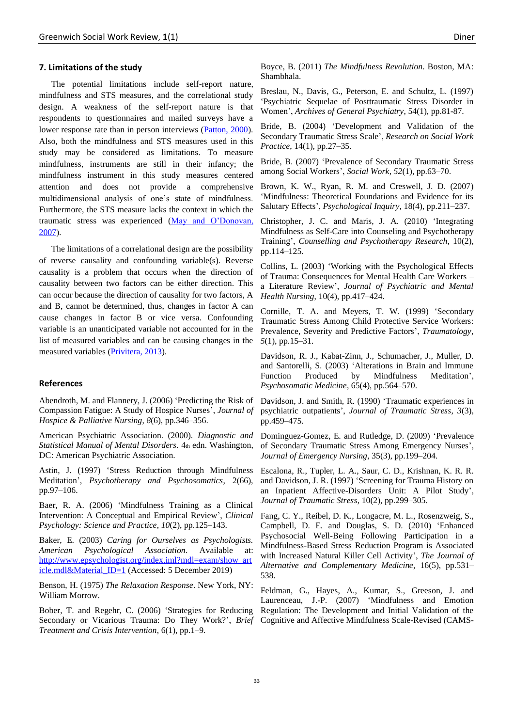## 7. Limitations of the study

The potential limitations include self-report nature, mindfulness and STS measures, and the correlational study design. A weakness of the self-report nature is that respondents to questionnaires and mailed surveys have a lower response rate than in person interviews (Patton, 2000). Also, both the mindfulness and STS measures used in this study may be considered as limitations. To measure mindfulness, instruments are still in their infancy; the mindfulness instrument in this study measures centered attention and does not provide a comprehensive multidimensional analysis of one's state of mindfulness. Furthermore, the STS measure lacks the context in which the traumatic stress was experienced (May and O'Donovan, 2007).

The limitations of a correlational design are the possibility of reverse causality and confounding variable(s). Reverse causality is a problem that occurs when the direction of causality between two factors can be either direction. This can occur because the direction of causality for two factors, A and B, cannot be determined, thus, changes in factor A can cause changes in factor B or vice versa. Confounding variable is an unanticipated variable not accounted for in the list of measured variables and can be causing changes in the measured variables (Privitera, 2013).

## References

Abendroth, M. and Flannery, J. (2006) 'Predicting the Risk of Compassion Fatigue: A Study of Hospice Nurses', *Journal of Hospice & Palliative Nursing*, *8*(6), pp.346–356.

American Psychiatric Association. (2000). *Diagnostic and Statistical Manual of Mental Disorders*. 4th edn. Washington, DC: American Psychiatric Association.

Astin, J. (1997) 'Stress Reduction through Mindfulness Meditation', *Psychotherapy and Psychosomatics*, 2(66), pp.97–106.

Baer, R. A. (2006) 'Mindfulness Training as a Clinical Intervention: A Conceptual and Empirical Review', *Clinical Psychology: Science and Practice*, *10*(2), pp.125–143.

Baker, E. (2003) *Caring for Ourselves as Psychologists. American Psychological Association*. Available at: http://www.epsychologist.org/index.iml?mdl=exam/show_article.mdl&Material_ID=1 (Accessed: 5 December 2019)

Benson, H. (1975) *The Relaxation Response*. New York, NY: William Morrow.

Bober, T. and Regehr, C. (2006) 'Strategies for Reducing Secondary or Vicarious Trauma: Do They Work?', *Brief Treatment and Crisis Intervention*, 6(1), pp.1–9.

Boyce, B. (2011) *The Mindfulness Revolution*. Boston, MA: Shambhala.

Breslau, N., Davis, G., Peterson, E. and Schultz, L. (1997) 'Psychiatric Sequelae of Posttraumatic Stress Disorder in Women', *Archives of General Psychiatry*, 54(1), pp.81-87.

Bride, B. (2004) 'Development and Validation of the Secondary Traumatic Stress Scale', *Research on Social Work Practice*, 14(1), pp.27–35.

Bride, B. (2007) 'Prevalence of Secondary Traumatic Stress among Social Workers', *Social Work*, *52*(1), pp.63–70.

Brown, K. W., Ryan, R. M. and Creswell, J. D. (2007) 'Mindfulness: Theoretical Foundations and Evidence for its Salutary Effects', *Psychological Inquiry*, 18(4), pp.211–237.

Christopher, J. C. and Maris, J. A. (2010) 'Integrating Mindfulness as Self-Care into Counseling and Psychotherapy Training', *Counselling and Psychotherapy Research*, 10(2), pp.114–125.

Collins, L. (2003) 'Working with the Psychological Effects of Trauma: Consequences for Mental Health Care Workers – a Literature Review', *Journal of Psychiatric and Mental Health Nursing*, 10(4), pp.417–424.

Cornille, T. A. and Meyers, T. W. (1999) 'Secondary Traumatic Stress Among Child Protective Service Workers: Prevalence, Severity and Predictive Factors', *Traumatology*, *5*(1), pp.15–31.

Davidson, R. J., Kabat-Zinn, J., Schumacher, J., Muller, D. and Santorelli, S. (2003) 'Alterations in Brain and Immune Function Produced by Mindfulness Meditation', *Psychosomatic Medicine*, 65(4), pp.564–570.

Davidson, J. and Smith, R. (1990) 'Traumatic experiences in psychiatric outpatients', *Journal of Traumatic Stress*, *3*(3), pp.459–475.

Dominguez-Gomez, E. and Rutledge, D. (2009) 'Prevalence of Secondary Traumatic Stress Among Emergency Nurses', *Journal of Emergency Nursing*, 35(3), pp.199–204.

Escalona, R., Tupler, L. A., Saur, C. D., Krishnan, K. R. R. and Davidson, J. R. (1997) 'Screening for Trauma History on an Inpatient Affective-Disorders Unit: A Pilot Study', *Journal of Traumatic Stress*, 10(2), pp.299–305.

Fang, C. Y., Reibel, D. K., Longacre, M. L., Rosenzweig, S., Campbell, D. E. and Douglas, S. D. (2010) 'Enhanced Psychosocial Well-Being Following Participation in a Mindfulness-Based Stress Reduction Program is Associated with Increased Natural Killer Cell Activity', *The Journal of Alternative and Complementary Medicine*, 16(5), pp.531–538.

Feldman, G., Hayes, A., Kumar, S., Greeson, J. and Laurenceau, J.-P. (2007) 'Mindfulness and Emotion Regulation: The Development and Initial Validation of the Cognitive and Affective Mindfulness Scale-Revised (CAMS-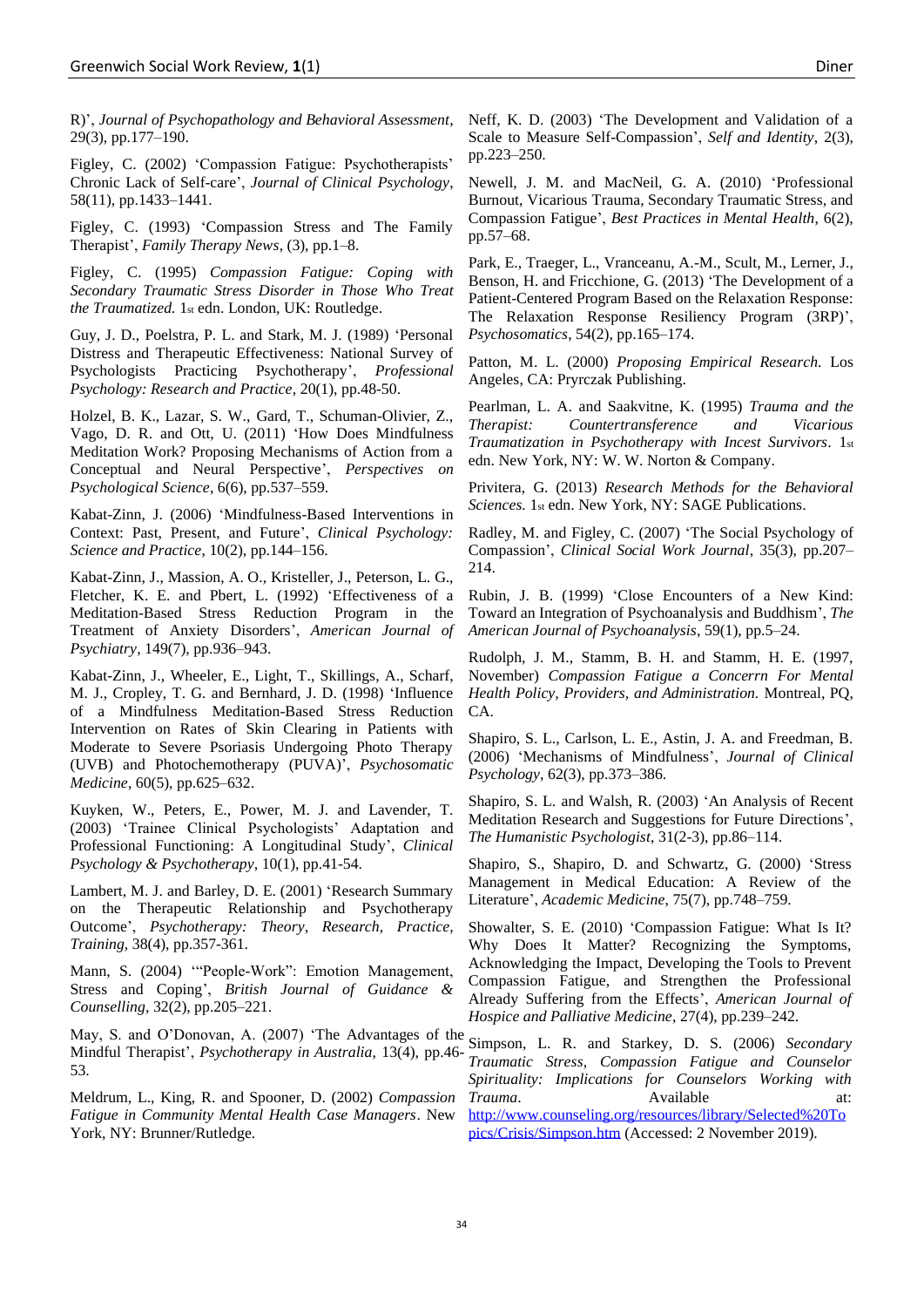R)', *Journal of Psychopathology and Behavioral Assessment*, 29(3), pp.177–190.

Figley, C. (2002) 'Compassion Fatigue: Psychotherapists' Chronic Lack of Self-care', *Journal of Clinical Psychology*, 58(11), pp.1433–1441.

Figley, C. (1993) 'Compassion Stress and The Family Therapist', *Family Therapy News*, (3), pp.1–8.

Figley, C. (1995) *Compassion Fatigue: Coping with Secondary Traumatic Stress Disorder in Those Who Treat the Traumatized.* 1st edn. London, UK: Routledge.

Guy, J. D., Poelstra, P. L. and Stark, M. J. (1989) 'Personal Distress and Therapeutic Effectiveness: National Survey of Psychologists Practicing Psychotherapy', *Professional Psychology: Research and Practice*, 20(1), pp.48-50.

Holzel, B. K., Lazar, S. W., Gard, T., Schuman-Olivier, Z., Vago, D. R. and Ott, U. (2011) 'How Does Mindfulness Meditation Work? Proposing Mechanisms of Action from a Conceptual and Neural Perspective', *Perspectives on Psychological Science*, 6(6), pp.537–559.

Kabat-Zinn, J. (2006) 'Mindfulness-Based Interventions in Context: Past, Present, and Future', *Clinical Psychology: Science and Practice*, 10(2), pp.144–156.

Kabat-Zinn, J., Massion, A. O., Kristeller, J., Peterson, L. G., Fletcher, K. E. and Pbert, L. (1992) 'Effectiveness of a Meditation-Based Stress Reduction Program in the Treatment of Anxiety Disorders', *American Journal of Psychiatry*, 149(7), pp.936–943.

Kabat-Zinn, J., Wheeler, E., Light, T., Skillings, A., Scharf, M. J., Cropley, T. G. and Bernhard, J. D. (1998) 'Influence of a Mindfulness Meditation-Based Stress Reduction Intervention on Rates of Skin Clearing in Patients with Moderate to Severe Psoriasis Undergoing Photo Therapy (UVB) and Photochemotherapy (PUVA)', *Psychosomatic Medicine*, 60(5), pp.625–632.

Kuyken, W., Peters, E., Power, M. J. and Lavender, T. (2003) 'Trainee Clinical Psychologists' Adaptation and Professional Functioning: A Longitudinal Study', *Clinical Psychology & Psychotherapy*, 10(1), pp.41-54.

Lambert, M. J. and Barley, D. E. (2001) 'Research Summary on the Therapeutic Relationship and Psychotherapy Outcome', *Psychotherapy: Theory, Research, Practice, Training*, 38(4), pp.357-361.

Mann, S. (2004) '"People-Work": Emotion Management, Stress and Coping', *British Journal of Guidance & Counselling*, 32(2), pp.205–221.

May, S. and O'Donovan, A. (2007) 'The Advantages of the Mindful Therapist', *Psychotherapy in Australia*, 13(4), pp.46-53.

Meldrum, L., King, R. and Spooner, D. (2002) *Compassion Fatigue in Community Mental Health Case Managers*. New York, NY: Brunner/Rutledge.

Neff, K. D. (2003) 'The Development and Validation of a Scale to Measure Self-Compassion', *Self and Identity*, 2(3), pp.223–250.

Newell, J. M. and MacNeil, G. A. (2010) 'Professional Burnout, Vicarious Trauma, Secondary Traumatic Stress, and Compassion Fatigue', *Best Practices in Mental Health*, 6(2), pp.57–68.

Park, E., Traeger, L., Vranceanu, A.-M., Scult, M., Lerner, J., Benson, H. and Fricchione, G. (2013) 'The Development of a Patient-Centered Program Based on the Relaxation Response: The Relaxation Response Resiliency Program (3RP)', *Psychosomatics*, 54(2), pp.165–174.

Patton, M. L. (2000) *Proposing Empirical Research.* Los Angeles, CA: Pryrczak Publishing.

Pearlman, L. A. and Saakvitne, K. (1995) *Trauma and the Therapist: Countertransference and Vicarious Traumatization in Psychotherapy with Incest Survivors*. 1st edn. New York, NY: W. W. Norton & Company.

Privitera, G. (2013) *Research Methods for the Behavioral Sciences.* 1st edn. New York, NY: SAGE Publications.

Radley, M. and Figley, C. (2007) 'The Social Psychology of Compassion', *Clinical Social Work Journal*, 35(3), pp.207–214.

Rubin, J. B. (1999) 'Close Encounters of a New Kind: Toward an Integration of Psychoanalysis and Buddhism', *The American Journal of Psychoanalysis*, 59(1), pp.5–24.

Rudolph, J. M., Stamm, B. H. and Stamm, H. E. (1997, November) *Compassion Fatigue a Concerrn For Mental Health Policy, Providers, and Administration.* Montreal, PQ, CA.

Shapiro, S. L., Carlson, L. E., Astin, J. A. and Freedman, B. (2006) 'Mechanisms of Mindfulness', *Journal of Clinical Psychology*, 62(3), pp.373–386.

Shapiro, S. L. and Walsh, R. (2003) 'An Analysis of Recent Meditation Research and Suggestions for Future Directions', *The Humanistic Psychologist*, 31(2-3), pp.86–114.

Shapiro, S., Shapiro, D. and Schwartz, G. (2000) 'Stress Management in Medical Education: A Review of the Literature', *Academic Medicine*, 75(7), pp.748–759.

Showalter, S. E. (2010) 'Compassion Fatigue: What Is It? Why Does It Matter? Recognizing the Symptoms, Acknowledging the Impact, Developing the Tools to Prevent Compassion Fatigue, and Strengthen the Professional Already Suffering from the Effects', *American Journal of Hospice and Palliative Medicine*, 27(4), pp.239–242.

Simpson, L. R. and Starkey, D. S. (2006) *Secondary Traumatic Stress, Compassion Fatigue and Counselor Spirituality: Implications for Counselors Working with Trauma*. Available at: http://www.counseling.org/resources/library/Selected%20Topics/Crisis/Simpson.htm (Accessed: 2 November 2019).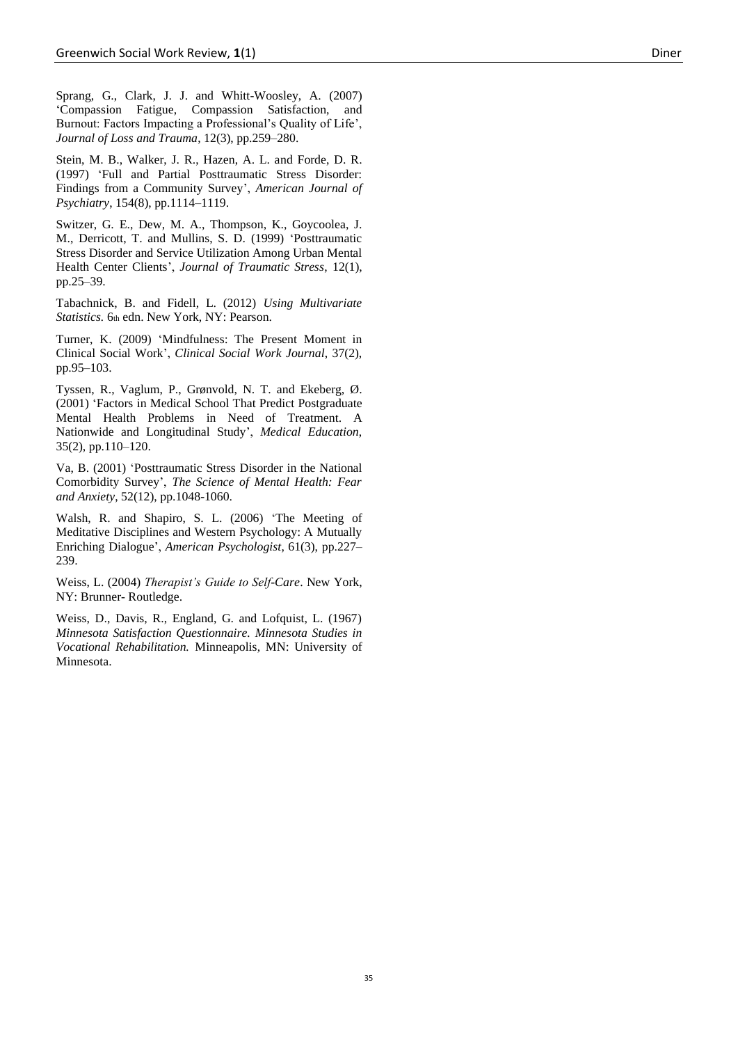Sprang, G., Clark, J. J. and Whitt-Woosley, A. (2007) 'Compassion Fatigue, Compassion Satisfaction, and Burnout: Factors Impacting a Professional's Quality of Life', *Journal of Loss and Trauma*, 12(3), pp.259–280.

Stein, M. B., Walker, J. R., Hazen, A. L. and Forde, D. R. (1997) 'Full and Partial Posttraumatic Stress Disorder: Findings from a Community Survey', *American Journal of Psychiatry*, 154(8), pp.1114–1119.

Switzer, G. E., Dew, M. A., Thompson, K., Goycoolea, J. M., Derricott, T. and Mullins, S. D. (1999) 'Posttraumatic Stress Disorder and Service Utilization Among Urban Mental Health Center Clients', *Journal of Traumatic Stress*, 12(1), pp.25–39.

Tabachnick, B. and Fidell, L. (2012) *Using Multivariate Statistics.* 6th edn. New York, NY: Pearson.

Turner, K. (2009) 'Mindfulness: The Present Moment in Clinical Social Work', *Clinical Social Work Journal*, 37(2), pp.95–103.

Tyssen, R., Vaglum, P., Grønvold, N. T. and Ekeberg, Ø. (2001) 'Factors in Medical School That Predict Postgraduate Mental Health Problems in Need of Treatment. A Nationwide and Longitudinal Study', *Medical Education*, 35(2), pp.110–120.

Va, B. (2001) 'Posttraumatic Stress Disorder in the National Comorbidity Survey', *The Science of Mental Health: Fear and Anxiety*, 52(12), pp.1048-1060.

Walsh, R. and Shapiro, S. L. (2006) 'The Meeting of Meditative Disciplines and Western Psychology: A Mutually Enriching Dialogue', *American Psychologist*, 61(3), pp.227–239.

Weiss, L. (2004) *Therapist's Guide to Self-Care*. New York, NY: Brunner- Routledge.

Weiss, D., Davis, R., England, G. and Lofquist, L. (1967) *Minnesota Satisfaction Questionnaire. Minnesota Studies in Vocational Rehabilitation.* Minneapolis, MN: University of Minnesota.